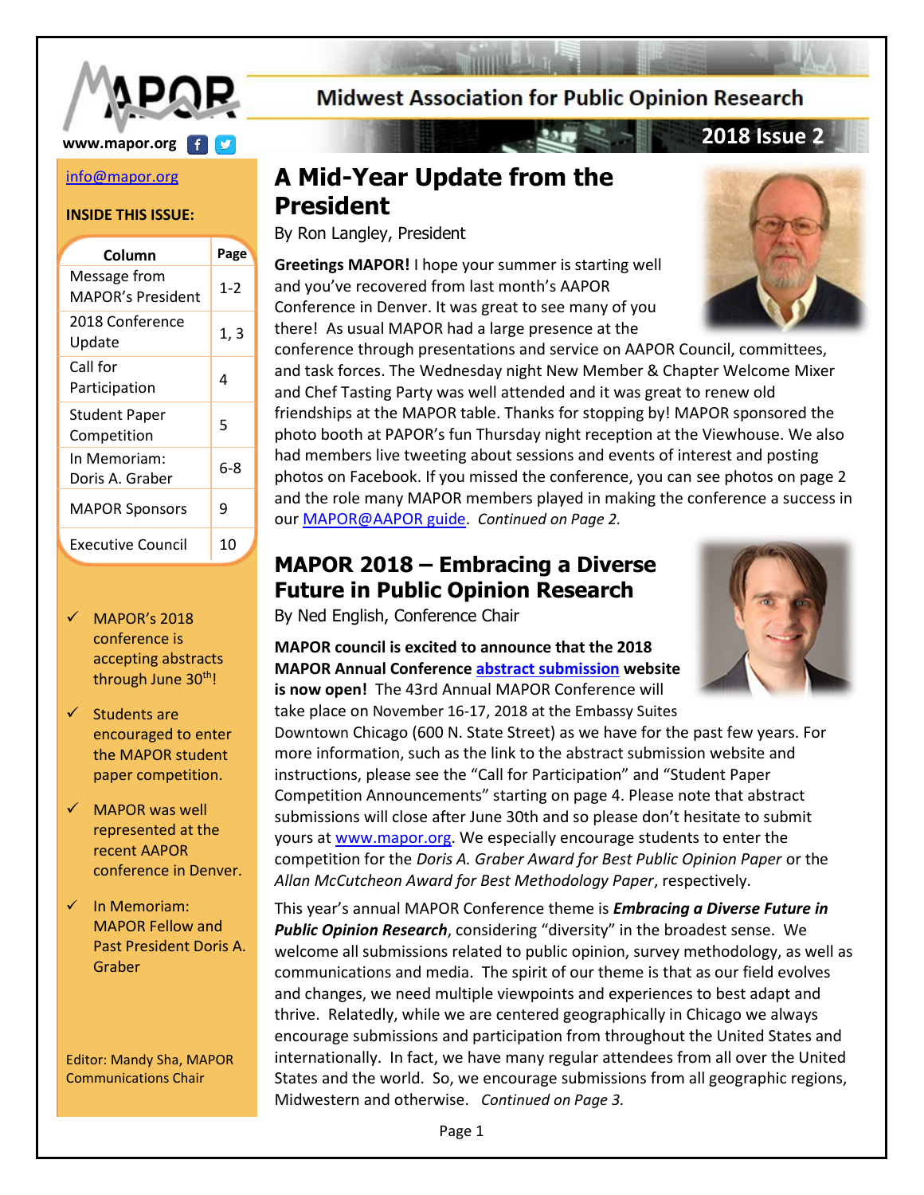# Midwest Association for Public Opinion Research

**2018 Issue 2**

www.mapor.org

info@mapor.org

**INSIDE THIS ISSUE:**

| Column | Page |
|---|---|
| Message from MAPOR's President | 1-2 |
| 2018 Conference Update | 1, 3 |
| Call for Participation | 4 |
| Student Paper Competition | 5 |
| In Memoriam: Doris A. Graber | 6-8 |
| MAPOR Sponsors | 9 |
| Executive Council | 10 |

- ✓ MAPOR's 2018 conference is accepting abstracts through June 30th!
- ✓ Students are encouraged to enter the MAPOR student paper competition.
- ✓ MAPOR was well represented at the recent AAPOR conference in Denver.
- ✓ In Memoriam: MAPOR Fellow and Past President Doris A. Graber

Editor: Mandy Sha, MAPOR Communications Chair

## A Mid-Year Update from the President

By Ron Langley, President

**Greetings MAPOR!** I hope your summer is starting well and you've recovered from last month's AAPOR Conference in Denver. It was great to see many of you there! As usual MAPOR had a large presence at the conference through presentations and service on AAPOR Council, committees, and task forces. The Wednesday night New Member & Chapter Welcome Mixer and Chef Tasting Party was well attended and it was great to renew old friendships at the MAPOR table. Thanks for stopping by! MAPOR sponsored the photo booth at PAPOR's fun Thursday night reception at the Viewhouse. We also had members live tweeting about sessions and events of interest and posting photos on Facebook. If you missed the conference, you can see photos on page 2 and the role many MAPOR members played in making the conference a success in our MAPOR@AAPOR guide. *Continued on Page 2.*

## MAPOR 2018 – Embracing a Diverse Future in Public Opinion Research

By Ned English, Conference Chair

**MAPOR council is excited to announce that the 2018 MAPOR Annual Conference abstract submission website is now open!** The 43rd Annual MAPOR Conference will take place on November 16-17, 2018 at the Embassy Suites Downtown Chicago (600 N. State Street) as we have for the past few years. For more information, such as the link to the abstract submission website and instructions, please see the "Call for Participation" and "Student Paper Competition Announcements" starting on page 4. Please note that abstract submissions will close after June 30th and so please don't hesitate to submit yours at www.mapor.org. We especially encourage students to enter the competition for the *Doris A. Graber Award for Best Public Opinion Paper* or the *Allan McCutcheon Award for Best Methodology Paper*, respectively.

This year's annual MAPOR Conference theme is ***Embracing a Diverse Future in Public Opinion Research***, considering "diversity" in the broadest sense. We welcome all submissions related to public opinion, survey methodology, as well as communications and media. The spirit of our theme is that as our field evolves and changes, we need multiple viewpoints and experiences to best adapt and thrive. Relatedly, while we are centered geographically in Chicago we always encourage submissions and participation from throughout the United States and internationally. In fact, we have many regular attendees from all over the United States and the world. So, we encourage submissions from all geographic regions, Midwestern and otherwise. *Continued on Page 3.*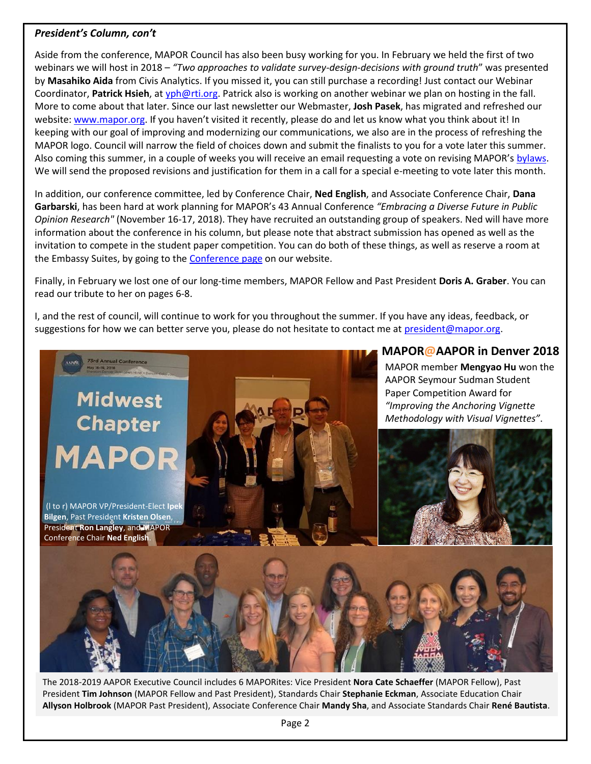***President's Column, con't***

Aside from the conference, MAPOR Council has also been busy working for you. In February we held the first of two webinars we will host in 2018 – *"Two approaches to validate survey-design-decisions with ground truth"* was presented by **Masahiko Aida** from Civis Analytics. If you missed it, you can still purchase a recording! Just contact our Webinar Coordinator, **Patrick Hsieh**, at yph@rti.org. Patrick also is working on another webinar we plan on hosting in the fall. More to come about that later. Since our last newsletter our Webmaster, **Josh Pasek**, has migrated and refreshed our website: www.mapor.org. If you haven't visited it recently, please do and let us know what you think about it! In keeping with our goal of improving and modernizing our communications, we also are in the process of refreshing the MAPOR logo. Council will narrow the field of choices down and submit the finalists to you for a vote later this summer. Also coming this summer, in a couple of weeks you will receive an email requesting a vote on revising MAPOR's bylaws. We will send the proposed revisions and justification for them in a call for a special e-meeting to vote later this month.

In addition, our conference committee, led by Conference Chair, **Ned English**, and Associate Conference Chair, **Dana Garbarski**, has been hard at work planning for MAPOR's 43 Annual Conference *"Embracing a Diverse Future in Public Opinion Research"* (November 16-17, 2018). They have recruited an outstanding group of speakers. Ned will have more information about the conference in his column, but please note that abstract submission has opened as well as the invitation to compete in the student paper competition. You can do both of these things, as well as reserve a room at the Embassy Suites, by going to the Conference page on our website.

Finally, in February we lost one of our long-time members, MAPOR Fellow and Past President **Doris A. Graber**. You can read our tribute to her on pages 6-8.

I, and the rest of council, will continue to work for you throughout the summer. If you have any ideas, feedback, or suggestions for how we can better serve you, please do not hesitate to contact me at president@mapor.org.

## MAPOR@AAPOR in Denver 2018

(l to r) MAPOR VP/President-Elect **Ipek Bilgen**, Past President **Kristen Olsen**, President **Ron Langley**, and MAPOR Conference Chair **Ned English**.

MAPOR member **Mengyao Hu** won the AAPOR Seymour Sudman Student Paper Competition Award for *"Improving the Anchoring Vignette Methodology with Visual Vignettes"*.

The 2018-2019 AAPOR Executive Council includes 6 MAPORites: Vice President **Nora Cate Schaeffer** (MAPOR Fellow), Past President **Tim Johnson** (MAPOR Fellow and Past President), Standards Chair **Stephanie Eckman**, Associate Education Chair **Allyson Holbrook** (MAPOR Past President), Associate Conference Chair **Mandy Sha**, and Associate Standards Chair **René Bautista**.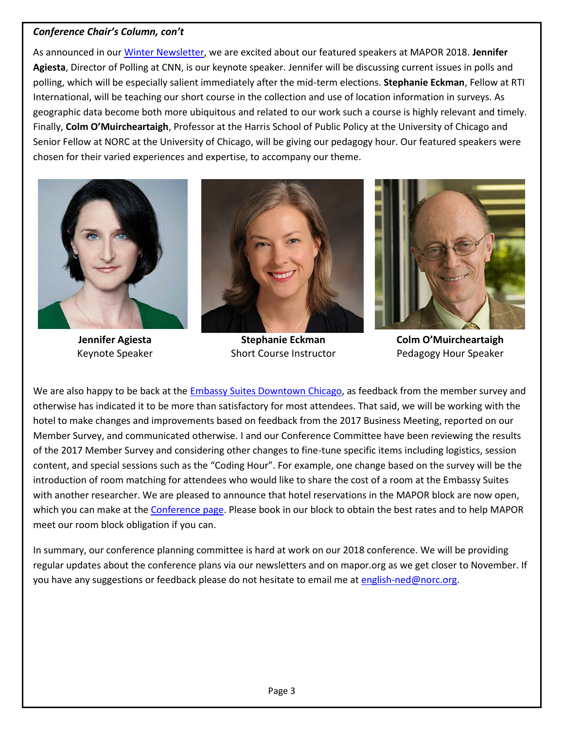***Conference Chair's Column, con't***

As announced in our Winter Newsletter, we are excited about our featured speakers at MAPOR 2018. **Jennifer Agiesta**, Director of Polling at CNN, is our keynote speaker. Jennifer will be discussing current issues in polls and polling, which will be especially salient immediately after the mid-term elections. **Stephanie Eckman**, Fellow at RTI International, will be teaching our short course in the collection and use of location information in surveys. As geographic data become both more ubiquitous and related to our work such a course is highly relevant and timely. Finally, **Colm O'Muircheartaigh**, Professor at the Harris School of Public Policy at the University of Chicago and Senior Fellow at NORC at the University of Chicago, will be giving our pedagogy hour. Our featured speakers were chosen for their varied experiences and expertise, to accompany our theme.

**Jennifer Agiesta**
Keynote Speaker

**Stephanie Eckman**
Short Course Instructor

**Colm O'Muircheartaigh**
Pedagogy Hour Speaker

We are also happy to be back at the Embassy Suites Downtown Chicago, as feedback from the member survey and otherwise has indicated it to be more than satisfactory for most attendees. That said, we will be working with the hotel to make changes and improvements based on feedback from the 2017 Business Meeting, reported on our Member Survey, and communicated otherwise. I and our Conference Committee have been reviewing the results of the 2017 Member Survey and considering other changes to fine-tune specific items including logistics, session content, and special sessions such as the "Coding Hour". For example, one change based on the survey will be the introduction of room matching for attendees who would like to share the cost of a room at the Embassy Suites with another researcher. We are pleased to announce that hotel reservations in the MAPOR block are now open, which you can make at the Conference page. Please book in our block to obtain the best rates and to help MAPOR meet our room block obligation if you can.

In summary, our conference planning committee is hard at work on our 2018 conference. We will be providing regular updates about the conference plans via our newsletters and on mapor.org as we get closer to November. If you have any suggestions or feedback please do not hesitate to email me at english-ned@norc.org.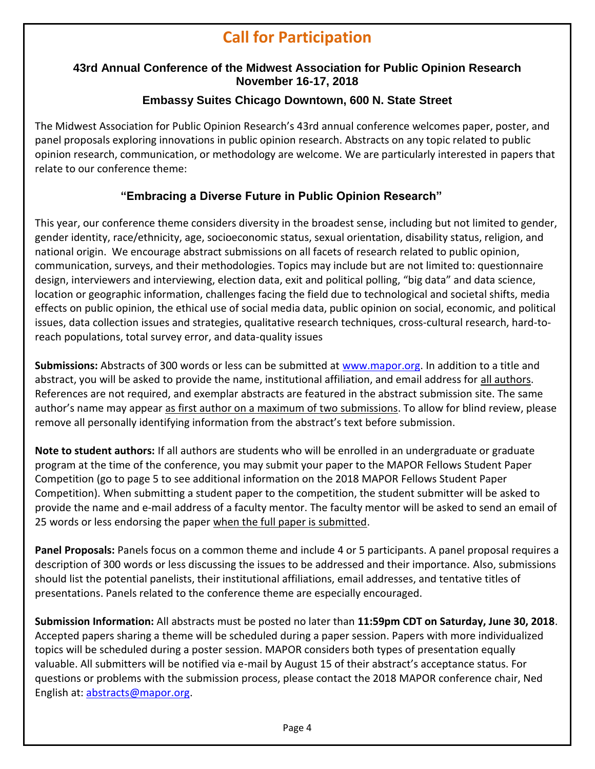# Call for Participation

### 43rd Annual Conference of the Midwest Association for Public Opinion Research
### November 16-17, 2018

### Embassy Suites Chicago Downtown, 600 N. State Street

The Midwest Association for Public Opinion Research's 43rd annual conference welcomes paper, poster, and panel proposals exploring innovations in public opinion research. Abstracts on any topic related to public opinion research, communication, or methodology are welcome. We are particularly interested in papers that relate to our conference theme:

### "Embracing a Diverse Future in Public Opinion Research"

This year, our conference theme considers diversity in the broadest sense, including but not limited to gender, gender identity, race/ethnicity, age, socioeconomic status, sexual orientation, disability status, religion, and national origin. We encourage abstract submissions on all facets of research related to public opinion, communication, surveys, and their methodologies. Topics may include but are not limited to: questionnaire design, interviewers and interviewing, election data, exit and political polling, "big data" and data science, location or geographic information, challenges facing the field due to technological and societal shifts, media effects on public opinion, the ethical use of social media data, public opinion on social, economic, and political issues, data collection issues and strategies, qualitative research techniques, cross-cultural research, hard-to-reach populations, total survey error, and data-quality issues

**Submissions:** Abstracts of 300 words or less can be submitted at www.mapor.org. In addition to a title and abstract, you will be asked to provide the name, institutional affiliation, and email address for all authors. References are not required, and exemplar abstracts are featured in the abstract submission site. The same author's name may appear as first author on a maximum of two submissions. To allow for blind review, please remove all personally identifying information from the abstract's text before submission.

**Note to student authors:** If all authors are students who will be enrolled in an undergraduate or graduate program at the time of the conference, you may submit your paper to the MAPOR Fellows Student Paper Competition (go to page 5 to see additional information on the 2018 MAPOR Fellows Student Paper Competition). When submitting a student paper to the competition, the student submitter will be asked to provide the name and e-mail address of a faculty mentor. The faculty mentor will be asked to send an email of 25 words or less endorsing the paper when the full paper is submitted.

**Panel Proposals:** Panels focus on a common theme and include 4 or 5 participants. A panel proposal requires a description of 300 words or less discussing the issues to be addressed and their importance. Also, submissions should list the potential panelists, their institutional affiliations, email addresses, and tentative titles of presentations. Panels related to the conference theme are especially encouraged.

**Submission Information:** All abstracts must be posted no later than **11:59pm CDT on Saturday, June 30, 2018**. Accepted papers sharing a theme will be scheduled during a paper session. Papers with more individualized topics will be scheduled during a poster session. MAPOR considers both types of presentation equally valuable. All submitters will be notified via e-mail by August 15 of their abstract's acceptance status. For questions or problems with the submission process, please contact the 2018 MAPOR conference chair, Ned English at: abstracts@mapor.org.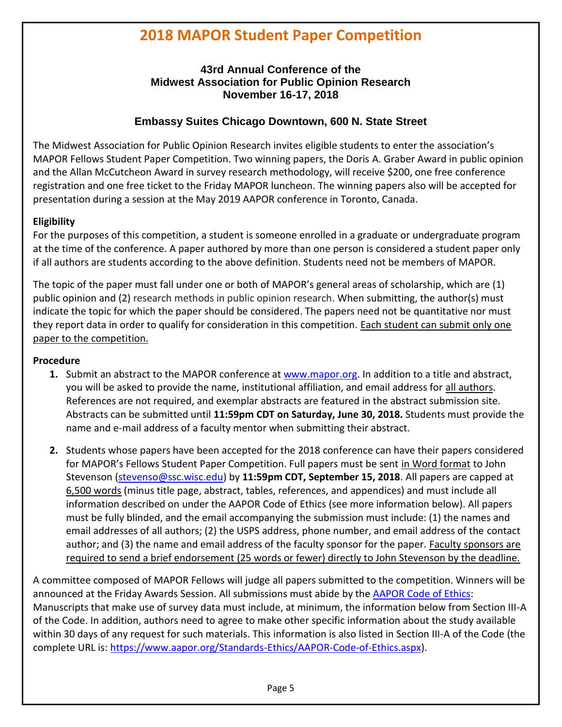# 2018 MAPOR Student Paper Competition

**43rd Annual Conference of the**
**Midwest Association for Public Opinion Research**
**November 16-17, 2018**

**Embassy Suites Chicago Downtown, 600 N. State Street**

The Midwest Association for Public Opinion Research invites eligible students to enter the association's MAPOR Fellows Student Paper Competition. Two winning papers, the Doris A. Graber Award in public opinion and the Allan McCutcheon Award in survey research methodology, will receive $200, one free conference registration and one free ticket to the Friday MAPOR luncheon. The winning papers also will be accepted for presentation during a session at the May 2019 AAPOR conference in Toronto, Canada.

**Eligibility**

For the purposes of this competition, a student is someone enrolled in a graduate or undergraduate program at the time of the conference. A paper authored by more than one person is considered a student paper only if all authors are students according to the above definition. Students need not be members of MAPOR.

The topic of the paper must fall under one or both of MAPOR's general areas of scholarship, which are (1) public opinion and (2) research methods in public opinion research. When submitting, the author(s) must indicate the topic for which the paper should be considered. The papers need not be quantitative nor must they report data in order to qualify for consideration in this competition. Each student can submit only one paper to the competition.

**Procedure**

1. Submit an abstract to the MAPOR conference at www.mapor.org. In addition to a title and abstract, you will be asked to provide the name, institutional affiliation, and email address for all authors. References are not required, and exemplar abstracts are featured in the abstract submission site. Abstracts can be submitted until **11:59pm CDT on Saturday, June 30, 2018.** Students must provide the name and e-mail address of a faculty mentor when submitting their abstract.

2. Students whose papers have been accepted for the 2018 conference can have their papers considered for MAPOR's Fellows Student Paper Competition. Full papers must be sent in Word format to John Stevenson (stevenso@ssc.wisc.edu) by **11:59pm CDT, September 15, 2018**. All papers are capped at 6,500 words (minus title page, abstract, tables, references, and appendices) and must include all information described on under the AAPOR Code of Ethics (see more information below). All papers must be fully blinded, and the email accompanying the submission must include: (1) the names and email addresses of all authors; (2) the USPS address, phone number, and email address of the contact author; and (3) the name and email address of the faculty sponsor for the paper. Faculty sponsors are required to send a brief endorsement (25 words or fewer) directly to John Stevenson by the deadline.

A committee composed of MAPOR Fellows will judge all papers submitted to the competition. Winners will be announced at the Friday Awards Session. All submissions must abide by the AAPOR Code of Ethics: Manuscripts that make use of survey data must include, at minimum, the information below from Section III-A of the Code. In addition, authors need to agree to make other specific information about the study available within 30 days of any request for such materials. This information is also listed in Section III-A of the Code (the complete URL is: https://www.aapor.org/Standards-Ethics/AAPOR-Code-of-Ethics.aspx).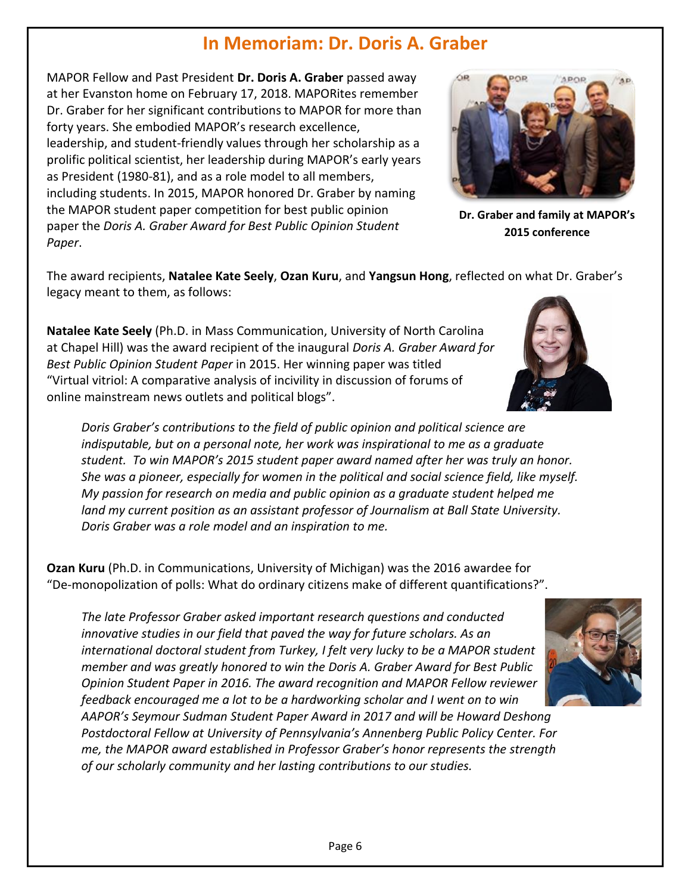# In Memoriam: Dr. Doris A. Graber

MAPOR Fellow and Past President **Dr. Doris A. Graber** passed away at her Evanston home on February 17, 2018. MAPORites remember Dr. Graber for her significant contributions to MAPOR for more than forty years. She embodied MAPOR's research excellence, leadership, and student-friendly values through her scholarship as a prolific political scientist, her leadership during MAPOR's early years as President (1980-81), and as a role model to all members, including students. In 2015, MAPOR honored Dr. Graber by naming the MAPOR student paper competition for best public opinion paper the *Doris A. Graber Award for Best Public Opinion Student Paper*.

**Dr. Graber and family at MAPOR's 2015 conference**

The award recipients, **Natalee Kate Seely**, **Ozan Kuru**, and **Yangsun Hong**, reflected on what Dr. Graber's legacy meant to them, as follows:

**Natalee Kate Seely** (Ph.D. in Mass Communication, University of North Carolina at Chapel Hill) was the award recipient of the inaugural *Doris A. Graber Award for Best Public Opinion Student Paper* in 2015. Her winning paper was titled "Virtual vitriol: A comparative analysis of incivility in discussion of forums of online mainstream news outlets and political blogs".

> *Doris Graber's contributions to the field of public opinion and political science are indisputable, but on a personal note, her work was inspirational to me as a graduate student. To win MAPOR's 2015 student paper award named after her was truly an honor. She was a pioneer, especially for women in the political and social science field, like myself. My passion for research on media and public opinion as a graduate student helped me land my current position as an assistant professor of Journalism at Ball State University. Doris Graber was a role model and an inspiration to me.*

**Ozan Kuru** (Ph.D. in Communications, University of Michigan) was the 2016 awardee for "De-monopolization of polls: What do ordinary citizens make of different quantifications?".

> *The late Professor Graber asked important research questions and conducted innovative studies in our field that paved the way for future scholars. As an international doctoral student from Turkey, I felt very lucky to be a MAPOR student member and was greatly honored to win the Doris A. Graber Award for Best Public Opinion Student Paper in 2016. The award recognition and MAPOR Fellow reviewer feedback encouraged me a lot to be a hardworking scholar and I went on to win AAPOR's Seymour Sudman Student Paper Award in 2017 and will be Howard Deshong Postdoctoral Fellow at University of Pennsylvania's Annenberg Public Policy Center. For me, the MAPOR award established in Professor Graber's honor represents the strength of our scholarly community and her lasting contributions to our studies.*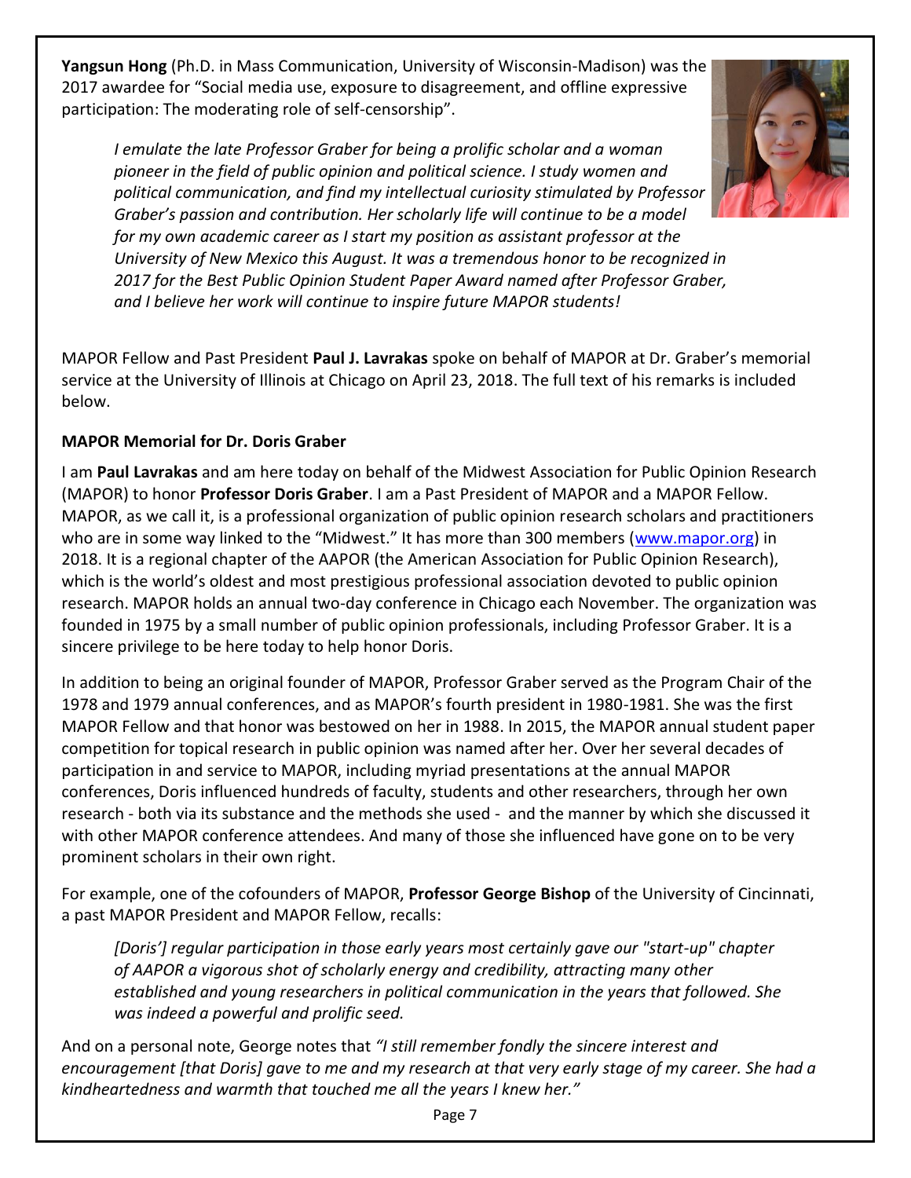**Yangsun Hong** (Ph.D. in Mass Communication, University of Wisconsin-Madison) was the 2017 awardee for "Social media use, exposure to disagreement, and offline expressive participation: The moderating role of self-censorship".

> *I emulate the late Professor Graber for being a prolific scholar and a woman pioneer in the field of public opinion and political science. I study women and political communication, and find my intellectual curiosity stimulated by Professor Graber's passion and contribution. Her scholarly life will continue to be a model for my own academic career as I start my position as assistant professor at the University of New Mexico this August. It was a tremendous honor to be recognized in 2017 for the Best Public Opinion Student Paper Award named after Professor Graber, and I believe her work will continue to inspire future MAPOR students!*

MAPOR Fellow and Past President **Paul J. Lavrakas** spoke on behalf of MAPOR at Dr. Graber's memorial service at the University of Illinois at Chicago on April 23, 2018. The full text of his remarks is included below.

**MAPOR Memorial for Dr. Doris Graber**

I am **Paul Lavrakas** and am here today on behalf of the Midwest Association for Public Opinion Research (MAPOR) to honor **Professor Doris Graber**. I am a Past President of MAPOR and a MAPOR Fellow. MAPOR, as we call it, is a professional organization of public opinion research scholars and practitioners who are in some way linked to the "Midwest." It has more than 300 members (www.mapor.org) in 2018. It is a regional chapter of the AAPOR (the American Association for Public Opinion Research), which is the world's oldest and most prestigious professional association devoted to public opinion research. MAPOR holds an annual two-day conference in Chicago each November. The organization was founded in 1975 by a small number of public opinion professionals, including Professor Graber. It is a sincere privilege to be here today to help honor Doris.

In addition to being an original founder of MAPOR, Professor Graber served as the Program Chair of the 1978 and 1979 annual conferences, and as MAPOR's fourth president in 1980-1981. She was the first MAPOR Fellow and that honor was bestowed on her in 1988. In 2015, the MAPOR annual student paper competition for topical research in public opinion was named after her. Over her several decades of participation in and service to MAPOR, including myriad presentations at the annual MAPOR conferences, Doris influenced hundreds of faculty, students and other researchers, through her own research - both via its substance and the methods she used - and the manner by which she discussed it with other MAPOR conference attendees. And many of those she influenced have gone on to be very prominent scholars in their own right.

For example, one of the cofounders of MAPOR, **Professor George Bishop** of the University of Cincinnati, a past MAPOR President and MAPOR Fellow, recalls:

> *[Doris'] regular participation in those early years most certainly gave our "start-up" chapter of AAPOR a vigorous shot of scholarly energy and credibility, attracting many other established and young researchers in political communication in the years that followed. She was indeed a powerful and prolific seed.*

And on a personal note, George notes that *"I still remember fondly the sincere interest and encouragement [that Doris] gave to me and my research at that very early stage of my career. She had a kindheartedness and warmth that touched me all the years I knew her."*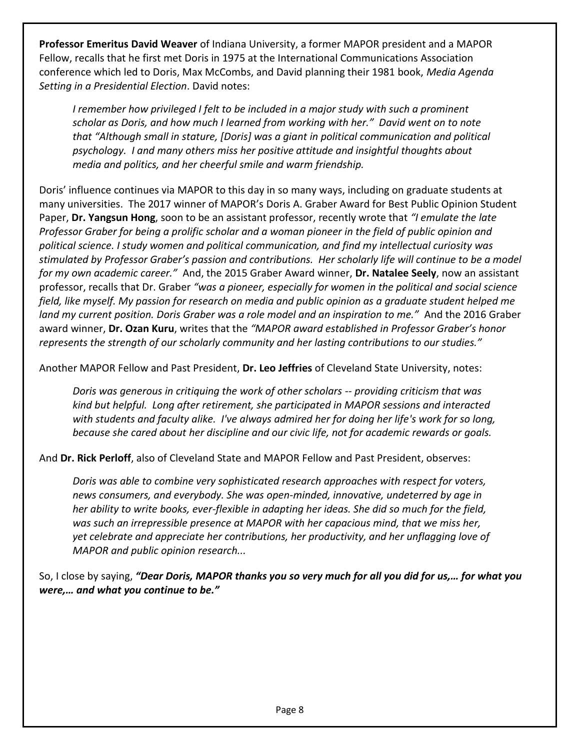**Professor Emeritus David Weaver** of Indiana University, a former MAPOR president and a MAPOR Fellow, recalls that he first met Doris in 1975 at the International Communications Association conference which led to Doris, Max McCombs, and David planning their 1981 book, *Media Agenda Setting in a Presidential Election*. David notes:

> *I remember how privileged I felt to be included in a major study with such a prominent scholar as Doris, and how much I learned from working with her." David went on to note that "Although small in stature, [Doris] was a giant in political communication and political psychology. I and many others miss her positive attitude and insightful thoughts about media and politics, and her cheerful smile and warm friendship.*

Doris' influence continues via MAPOR to this day in so many ways, including on graduate students at many universities. The 2017 winner of MAPOR's Doris A. Graber Award for Best Public Opinion Student Paper, **Dr. Yangsun Hong**, soon to be an assistant professor, recently wrote that *"I emulate the late Professor Graber for being a prolific scholar and a woman pioneer in the field of public opinion and political science. I study women and political communication, and find my intellectual curiosity was stimulated by Professor Graber's passion and contributions. Her scholarly life will continue to be a model for my own academic career."* And, the 2015 Graber Award winner, **Dr. Natalee Seely**, now an assistant professor, recalls that Dr. Graber *"was a pioneer, especially for women in the political and social science field, like myself. My passion for research on media and public opinion as a graduate student helped me land my current position. Doris Graber was a role model and an inspiration to me."* And the 2016 Graber award winner, **Dr. Ozan Kuru**, writes that the *"MAPOR award established in Professor Graber's honor represents the strength of our scholarly community and her lasting contributions to our studies."*

Another MAPOR Fellow and Past President, **Dr. Leo Jeffries** of Cleveland State University, notes:

> *Doris was generous in critiquing the work of other scholars -- providing criticism that was kind but helpful. Long after retirement, she participated in MAPOR sessions and interacted with students and faculty alike. I've always admired her for doing her life's work for so long, because she cared about her discipline and our civic life, not for academic rewards or goals.*

And **Dr. Rick Perloff**, also of Cleveland State and MAPOR Fellow and Past President, observes:

> *Doris was able to combine very sophisticated research approaches with respect for voters, news consumers, and everybody. She was open-minded, innovative, undeterred by age in her ability to write books, ever-flexible in adapting her ideas. She did so much for the field, was such an irrepressible presence at MAPOR with her capacious mind, that we miss her, yet celebrate and appreciate her contributions, her productivity, and her unflagging love of MAPOR and public opinion research...*

So, I close by saying, ***"Dear Doris, MAPOR thanks you so very much for all you did for us,… for what you were,… and what you continue to be."***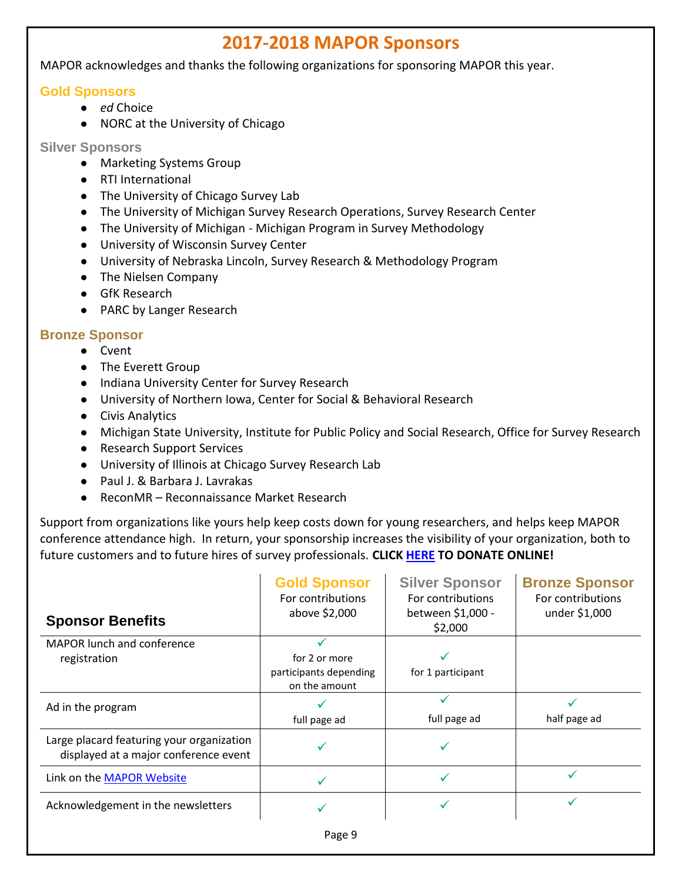# 2017-2018 MAPOR Sponsors

MAPOR acknowledges and thanks the following organizations for sponsoring MAPOR this year.

### Gold Sponsors

- *ed* Choice
- NORC at the University of Chicago

### Silver Sponsors

- Marketing Systems Group
- RTI International
- The University of Chicago Survey Lab
- The University of Michigan Survey Research Operations, Survey Research Center
- The University of Michigan - Michigan Program in Survey Methodology
- University of Wisconsin Survey Center
- University of Nebraska Lincoln, Survey Research & Methodology Program
- The Nielsen Company
- GfK Research
- PARC by Langer Research

### Bronze Sponsor

- Cvent
- The Everett Group
- Indiana University Center for Survey Research
- University of Northern Iowa, Center for Social & Behavioral Research
- Civis Analytics
- Michigan State University, Institute for Public Policy and Social Research, Office for Survey Research
- Research Support Services
- University of Illinois at Chicago Survey Research Lab
- Paul J. & Barbara J. Lavrakas
- ReconMR – Reconnaissance Market Research

Support from organizations like yours help keep costs down for young researchers, and helps keep MAPOR conference attendance high. In return, your sponsorship increases the visibility of your organization, both to future customers and to future hires of survey professionals. **CLICK HERE TO DONATE ONLINE!**

| **Sponsor Benefits** | **Gold Sponsor** For contributions above $2,000 | **Silver Sponsor** For contributions between $1,000 - $2,000 | **Bronze Sponsor** For contributions under $1,000 |
|---|---|---|---|
| MAPOR lunch and conference registration | ✓ for 2 or more participants depending on the amount | ✓ for 1 participant | |
| Ad in the program | ✓ full page ad | ✓ full page ad | ✓ half page ad |
| Large placard featuring your organization displayed at a major conference event | ✓ | ✓ | |
| Link on the MAPOR Website | ✓ | ✓ | ✓ |
| Acknowledgement in the newsletters | ✓ | ✓ | ✓ |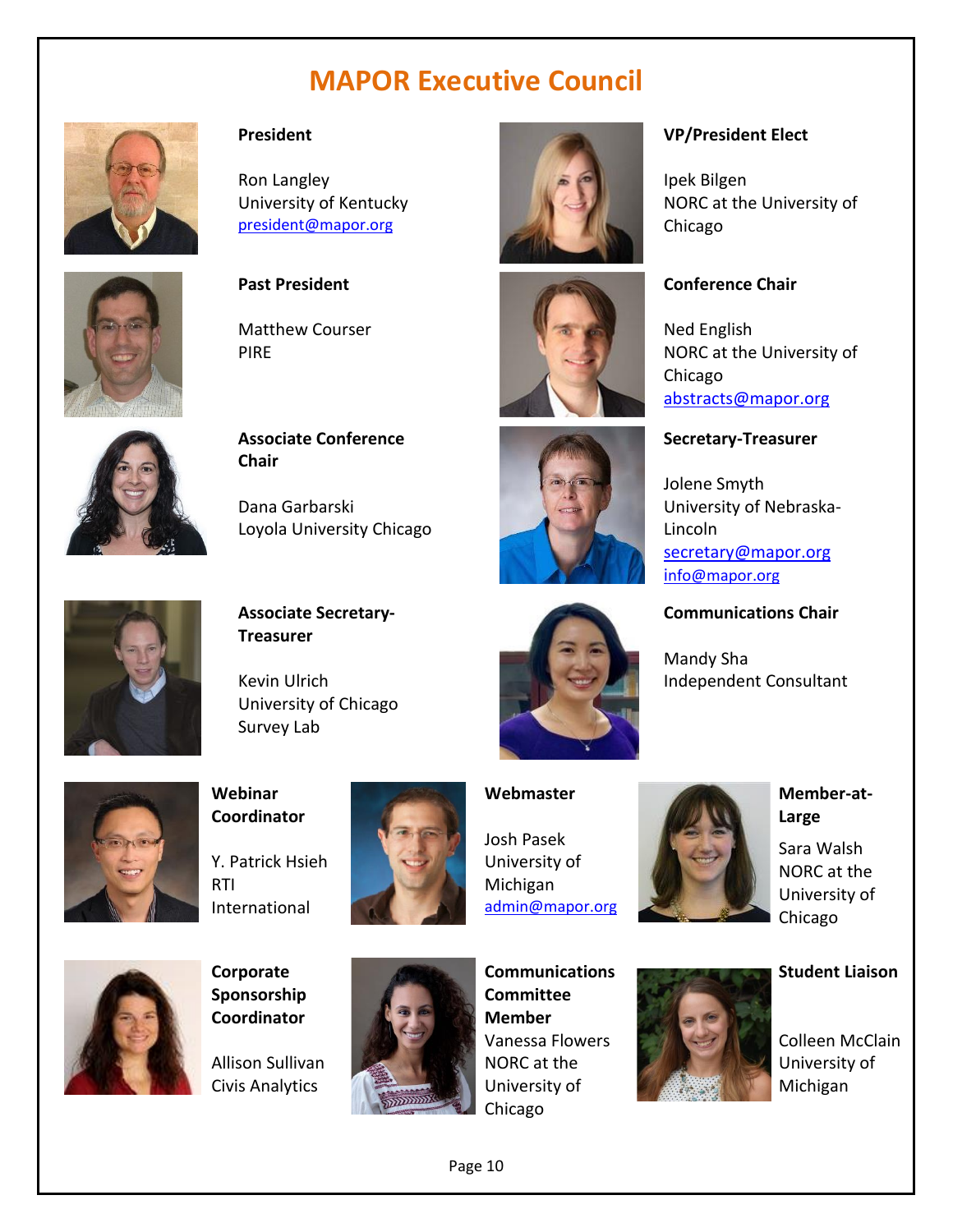# MAPOR Executive Council

**President**

Ron Langley
University of Kentucky
president@mapor.org

**VP/President Elect**

Ipek Bilgen
NORC at the University of Chicago

**Past President**

Matthew Courser
PIRE

**Conference Chair**

Ned English
NORC at the University of Chicago
abstracts@mapor.org

**Associate Conference Chair**

Dana Garbarski
Loyola University Chicago

**Secretary-Treasurer**

Jolene Smyth
University of Nebraska-Lincoln
secretary@mapor.org
info@mapor.org

**Associate Secretary-Treasurer**

Kevin Ulrich
University of Chicago Survey Lab

**Communications Chair**

Mandy Sha
Independent Consultant

**Webinar Coordinator**

Y. Patrick Hsieh
RTI International

**Webmaster**

Josh Pasek
University of Michigan
admin@mapor.org

**Member-at-Large**

Sara Walsh
NORC at the University of Chicago

**Corporate Sponsorship Coordinator**

Allison Sullivan
Civis Analytics

**Communications Committee Member**

Vanessa Flowers
NORC at the University of Chicago

**Student Liaison**

Colleen McClain
University of Michigan